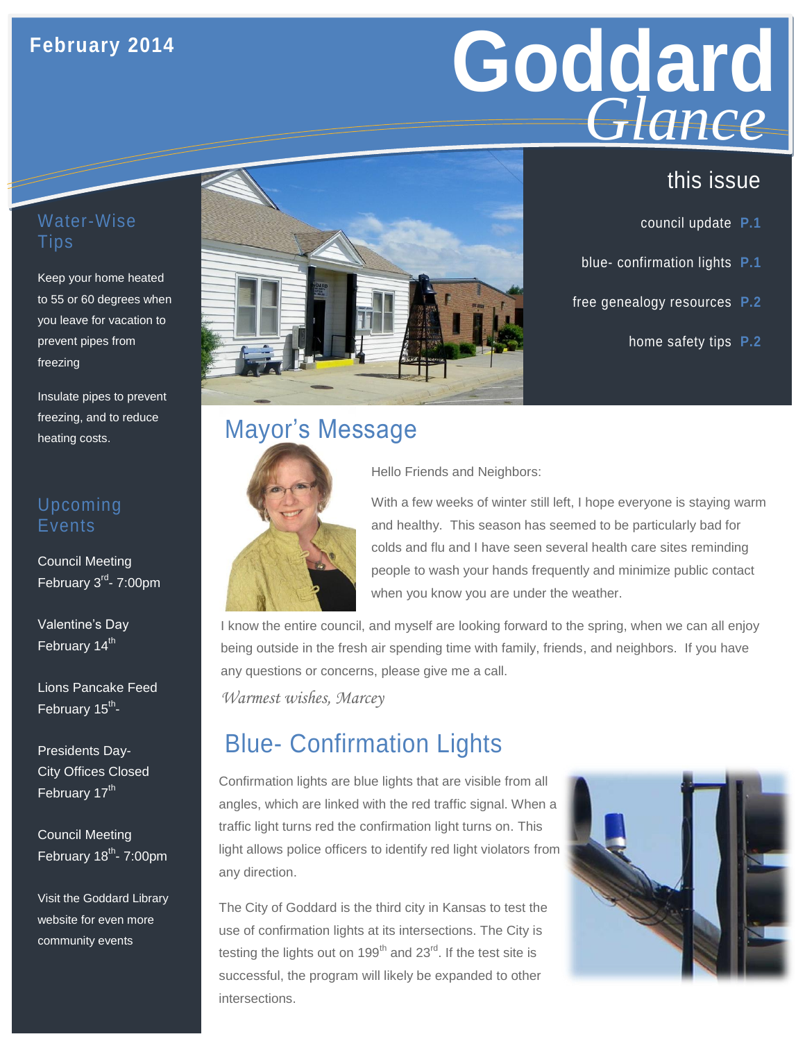February 2014

# Goddard *Glance*

## this issue

- council update **P.1**
- blue- confirmation lights **P.1**
- free genealogy resources **P.2**
- home safety tips **P.2**

## Water-Wise Tips

Keep your home heated to 55 or 60 degrees when you leave for vacation to prevent pipes from freezing

Insulate pipes to prevent freezing, and to reduce heating costs.

## Upcoming Events

Council Meeting
February 3rd- 7:00pm

Valentine's Day
February 14th

Lions Pancake Feed
February 15th-

Presidents Day-
City Offices Closed
February 17th

Council Meeting
February 18th- 7:00pm

Visit the Goddard Library website for even more community events

## Mayor's Message

Hello Friends and Neighbors:

With a few weeks of winter still left, I hope everyone is staying warm and healthy. This season has seemed to be particularly bad for colds and flu and I have seen several health care sites reminding people to wash your hands frequently and minimize public contact when you know you are under the weather.

I know the entire council, and myself are looking forward to the spring, when we can all enjoy being outside in the fresh air spending time with family, friends, and neighbors. If you have any questions or concerns, please give me a call.

*Warmest wishes, Marcey*

## Blue- Confirmation Lights

Confirmation lights are blue lights that are visible from all angles, which are linked with the red traffic signal. When a traffic light turns red the confirmation light turns on. This light allows police officers to identify red light violators from any direction.

The City of Goddard is the third city in Kansas to test the use of confirmation lights at its intersections. The City is testing the lights out on 199th and 23rd. If the test site is successful, the program will likely be expanded to other intersections.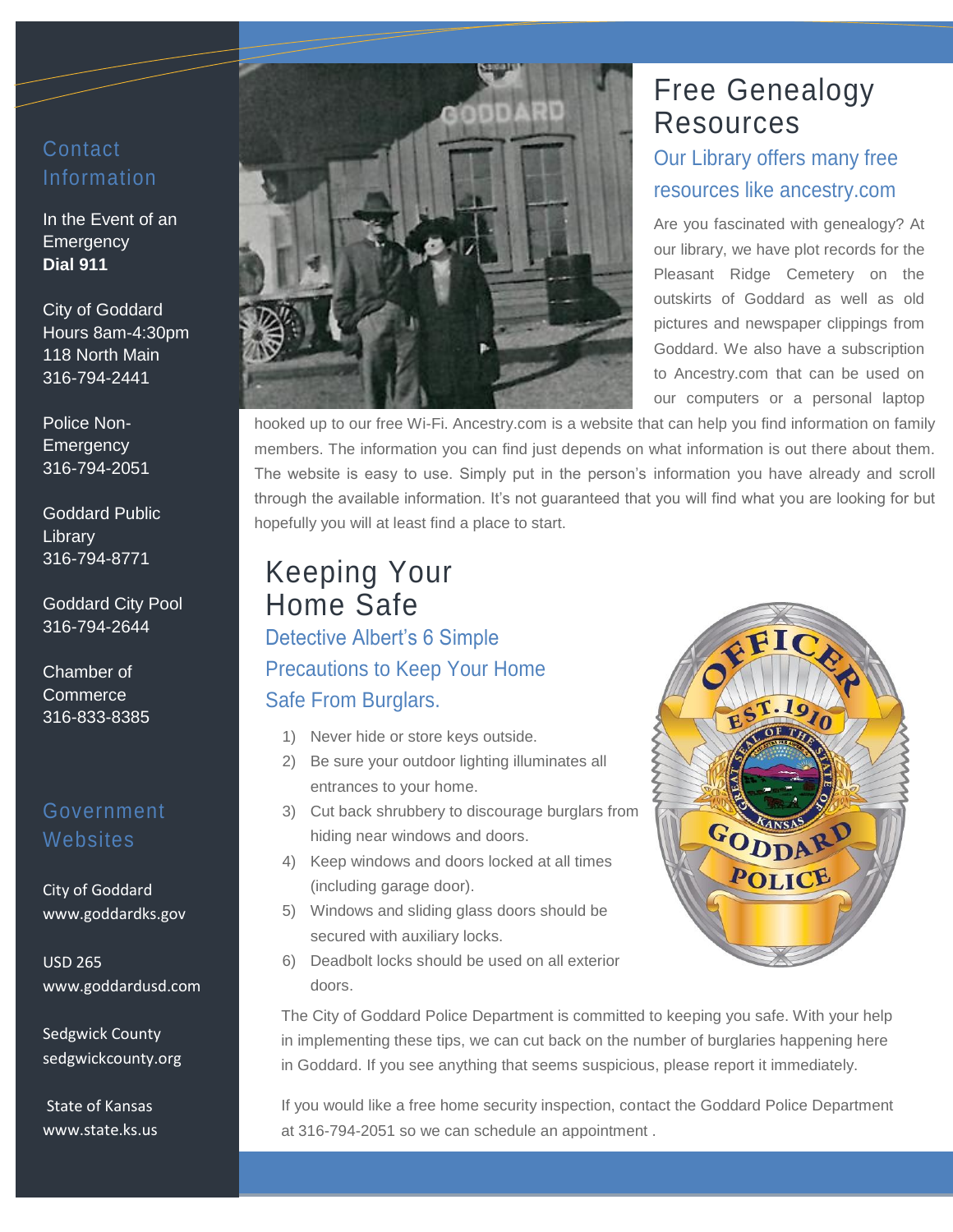## Contact Information

In the Event of an Emergency
**Dial 911**

City of Goddard
Hours 8am-4:30pm
118 North Main
316-794-2441

Police Non-Emergency
316-794-2051

Goddard Public Library
316-794-8771

Goddard City Pool
316-794-2644

Chamber of Commerce
316-833-8385

## Government Websites

City of Goddard
www.goddardks.gov

USD 265
www.goddardusd.com

Sedgwick County
sedgwickcounty.org

State of Kansas
www.state.ks.us

# Free Genealogy Resources

### Our Library offers many free resources like ancestry.com

Are you fascinated with genealogy? At our library, we have plot records for the Pleasant Ridge Cemetery on the outskirts of Goddard as well as old pictures and newspaper clippings from Goddard. We also have a subscription to Ancestry.com that can be used on our computers or a personal laptop hooked up to our free Wi-Fi. Ancestry.com is a website that can help you find information on family members. The information you can find just depends on what information is out there about them. The website is easy to use. Simply put in the person's information you have already and scroll through the available information. It's not guaranteed that you will find what you are looking for but hopefully you will at least find a place to start.

# Keeping Your Home Safe

### Detective Albert's 6 Simple Precautions to Keep Your Home Safe From Burglars.

1) Never hide or store keys outside.
2) Be sure your outdoor lighting illuminates all entrances to your home.
3) Cut back shrubbery to discourage burglars from hiding near windows and doors.
4) Keep windows and doors locked at all times (including garage door).
5) Windows and sliding glass doors should be secured with auxiliary locks.
6) Deadbolt locks should be used on all exterior doors.

The City of Goddard Police Department is committed to keeping you safe. With your help in implementing these tips, we can cut back on the number of burglaries happening here in Goddard. If you see anything that seems suspicious, please report it immediately.

If you would like a free home security inspection, contact the Goddard Police Department at 316-794-2051 so we can schedule an appointment .